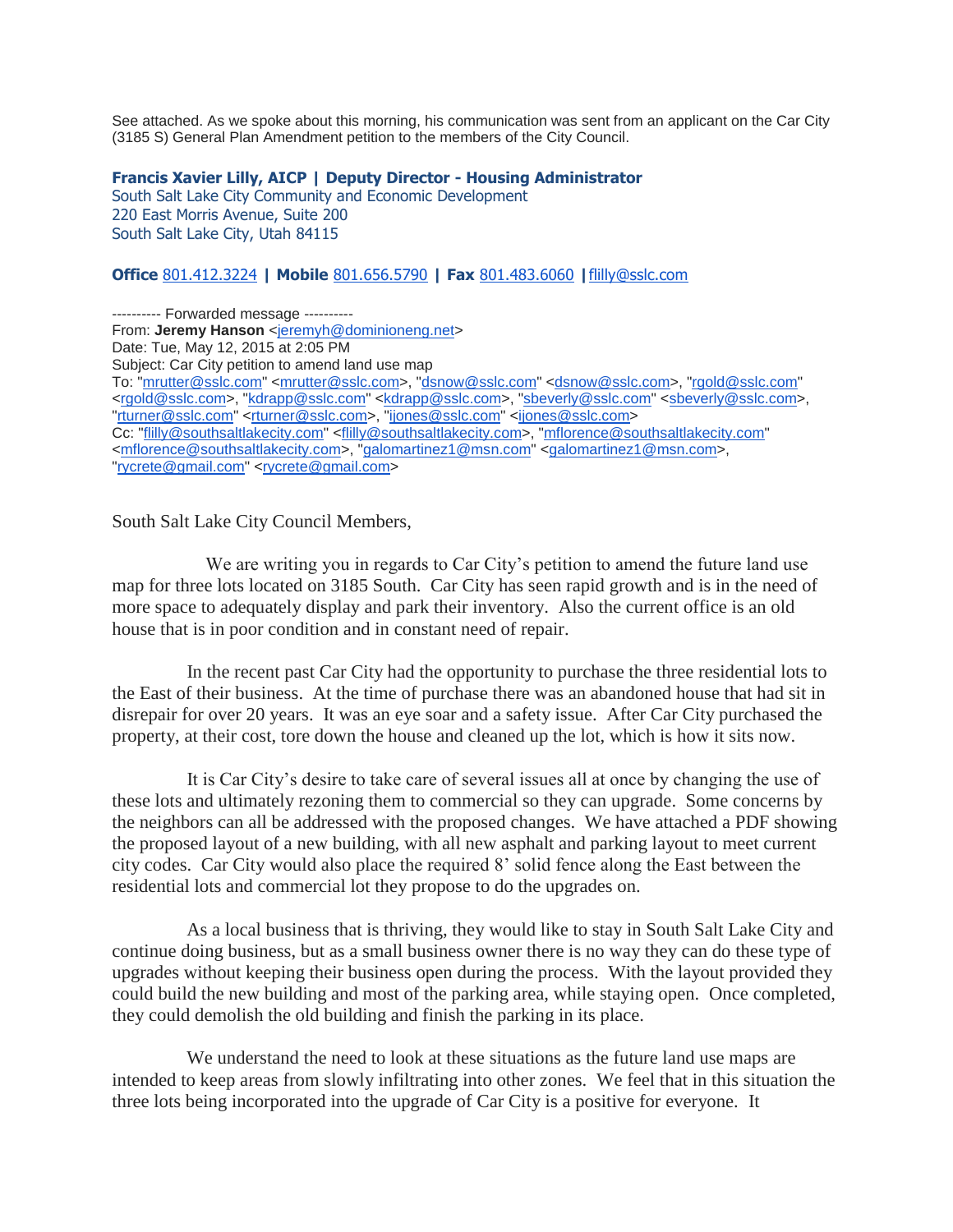See attached. As we spoke about this morning, his communication was sent from an applicant on the Car City (3185 S) General Plan Amendment petition to the members of the City Council.

**Francis Xavier Lilly, AICP | Deputy Director - Housing Administrator**
South Salt Lake City Community and Economic Development
220 East Morris Avenue, Suite 200
South Salt Lake City, Utah 84115

**Office** 801.412.3224 **| Mobile** 801.656.5790 **| Fax** 801.483.6060 **|**flilly@sslc.com

---------- Forwarded message ----------
From: **Jeremy Hanson** <jeremyh@dominioneng.net>
Date: Tue, May 12, 2015 at 2:05 PM
Subject: Car City petition to amend land use map
To: "mrutter@sslc.com" <mrutter@sslc.com>, "dsnow@sslc.com" <dsnow@sslc.com>, "rgold@sslc.com" <rgold@sslc.com>, "kdrapp@sslc.com" <kdrapp@sslc.com>, "sbeverly@sslc.com" <sbeverly@sslc.com>, "rturner@sslc.com" <rturner@sslc.com>, "ijones@sslc.com" <ijones@sslc.com>
Cc: "flilly@southsaltlakecity.com" <flilly@southsaltlakecity.com>, "mflorence@southsaltlakecity.com" <mflorence@southsaltlakecity.com>, "galomartinez1@msn.com" <galomartinez1@msn.com>, "rycrete@gmail.com" <rycrete@gmail.com>

South Salt Lake City Council Members,

We are writing you in regards to Car City's petition to amend the future land use map for three lots located on 3185 South. Car City has seen rapid growth and is in the need of more space to adequately display and park their inventory. Also the current office is an old house that is in poor condition and in constant need of repair.

In the recent past Car City had the opportunity to purchase the three residential lots to the East of their business. At the time of purchase there was an abandoned house that had sit in disrepair for over 20 years. It was an eye soar and a safety issue. After Car City purchased the property, at their cost, tore down the house and cleaned up the lot, which is how it sits now.

It is Car City's desire to take care of several issues all at once by changing the use of these lots and ultimately rezoning them to commercial so they can upgrade. Some concerns by the neighbors can all be addressed with the proposed changes. We have attached a PDF showing the proposed layout of a new building, with all new asphalt and parking layout to meet current city codes. Car City would also place the required 8' solid fence along the East between the residential lots and commercial lot they propose to do the upgrades on.

As a local business that is thriving, they would like to stay in South Salt Lake City and continue doing business, but as a small business owner there is no way they can do these type of upgrades without keeping their business open during the process. With the layout provided they could build the new building and most of the parking area, while staying open. Once completed, they could demolish the old building and finish the parking in its place.

We understand the need to look at these situations as the future land use maps are intended to keep areas from slowly infiltrating into other zones. We feel that in this situation the three lots being incorporated into the upgrade of Car City is a positive for everyone. It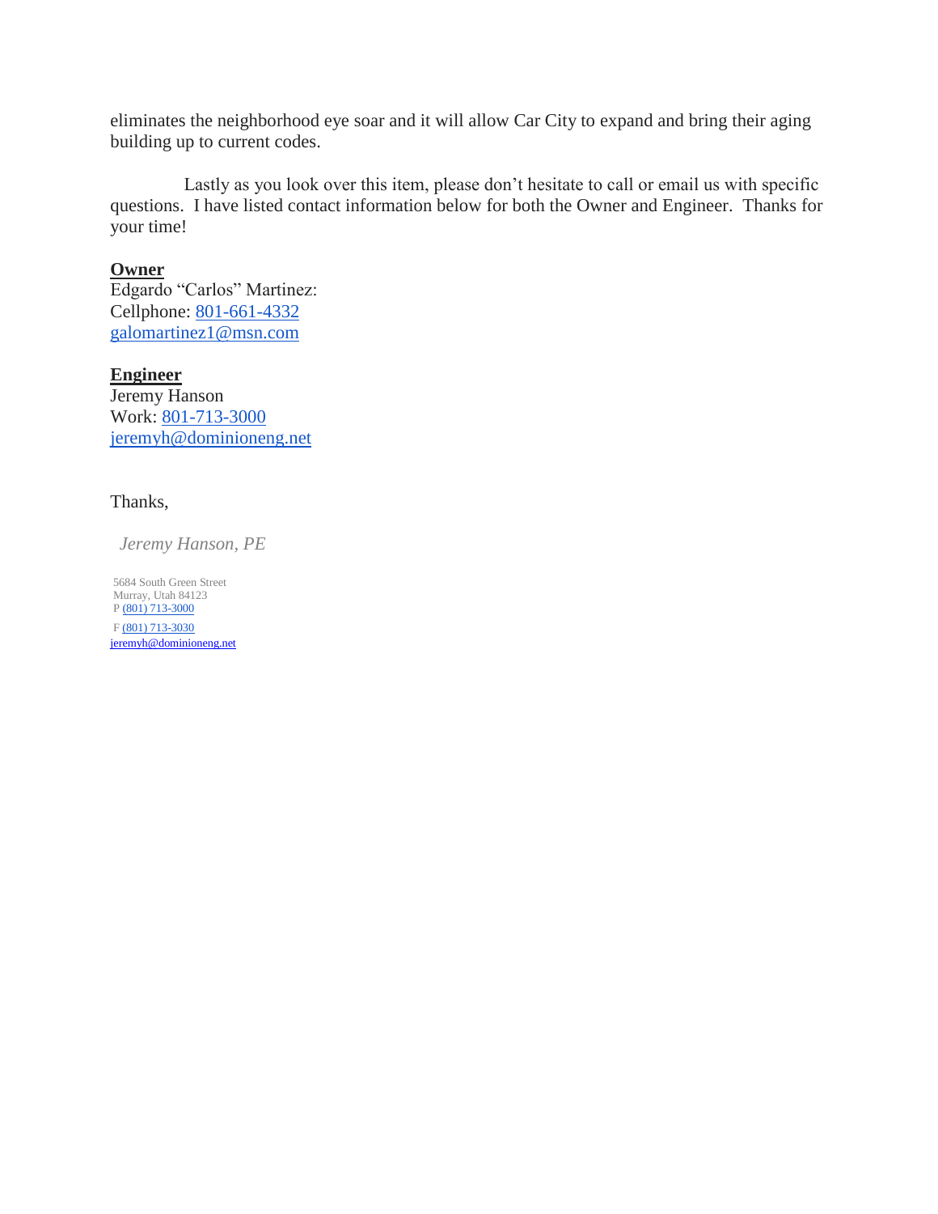eliminates the neighborhood eye soar and it will allow Car City to expand and bring their aging building up to current codes.

Lastly as you look over this item, please don't hesitate to call or email us with specific questions. I have listed contact information below for both the Owner and Engineer. Thanks for your time!

**Owner**
Edgardo "Carlos" Martinez:
Cellphone: 801-661-4332
galomartinez1@msn.com

**Engineer**
Jeremy Hanson
Work: 801-713-3000
jeremyh@dominioneng.net

Thanks,

*Jeremy Hanson, PE*

5684 South Green Street
Murray, Utah 84123
P (801) 713-3000
F (801) 713-3030
jeremyh@dominioneng.net